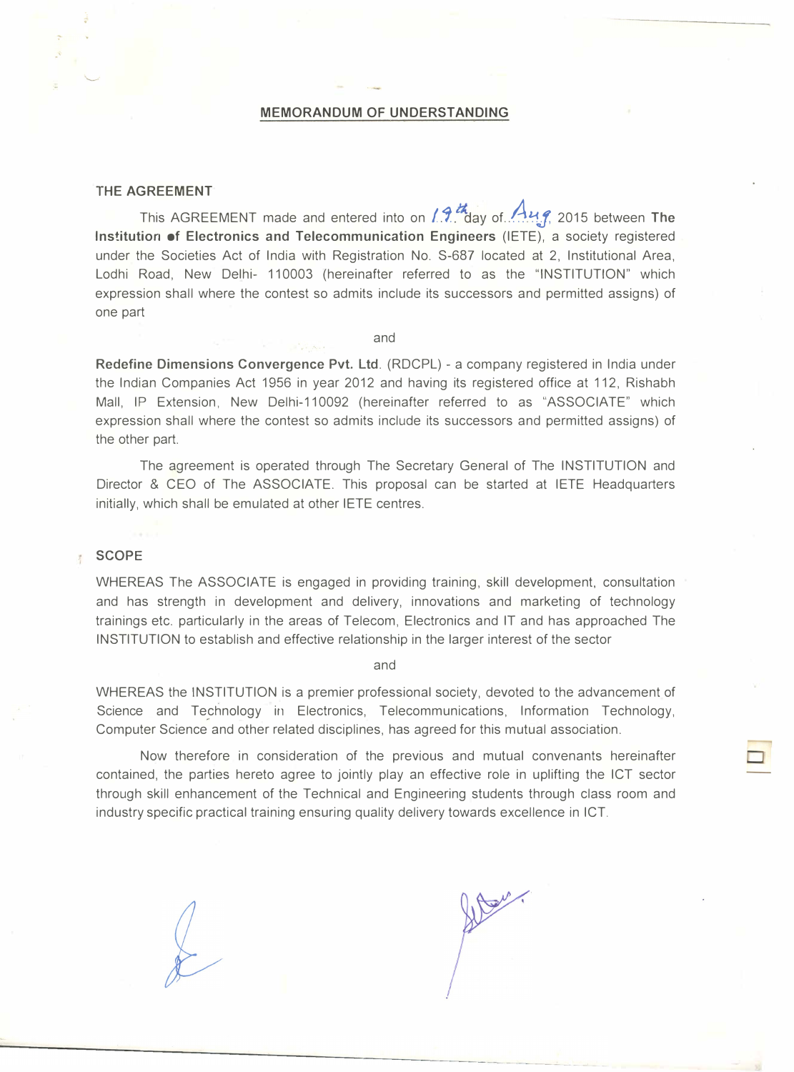# MEMORANDUM OF UNDERSTANDING

## THE AGREEMENT

This AGREEMENT made and entered into on 19th day of Aug, 2015 between **The Institution of Electronics and Telecommunication Engineers** (IETE), a society registered under the Societies Act of India with Registration No. S-687 located at 2, Institutional Area, Lodhi Road, New Delhi- 110003 (hereinafter referred to as the "INSTITUTION" which expression shall where the contest so admits include its successors and permitted assigns) of one part

and

**Redefine Dimensions Convergence Pvt. Ltd**. (RDCPL) - a company registered in India under the Indian Companies Act 1956 in year 2012 and having its registered office at 112, Rishabh Mall, IP Extension, New Delhi-110092 (hereinafter referred to as "ASSOCIATE" which expression shall where the contest so admits include its successors and permitted assigns) of the other part.

The agreement is operated through The Secretary General of The INSTITUTION and Director & CEO of The ASSOCIATE. This proposal can be started at IETE Headquarters initially, which shall be emulated at other IETE centres.

## SCOPE

WHEREAS The ASSOCIATE is engaged in providing training, skill development, consultation and has strength in development and delivery, innovations and marketing of technology trainings etc. particularly in the areas of Telecom, Electronics and IT and has approached The INSTITUTION to establish and effective relationship in the larger interest of the sector

and

WHEREAS the INSTITUTION is a premier professional society, devoted to the advancement of Science and Technology in Electronics, Telecommunications, Information Technology, Computer Science and other related disciplines, has agreed for this mutual association.

Now therefore in consideration of the previous and mutual convenants hereinafter contained, the parties hereto agree to jointly play an effective role in uplifting the ICT sector through skill enhancement of the Technical and Engineering students through class room and industry specific practical training ensuring quality delivery towards excellence in ICT.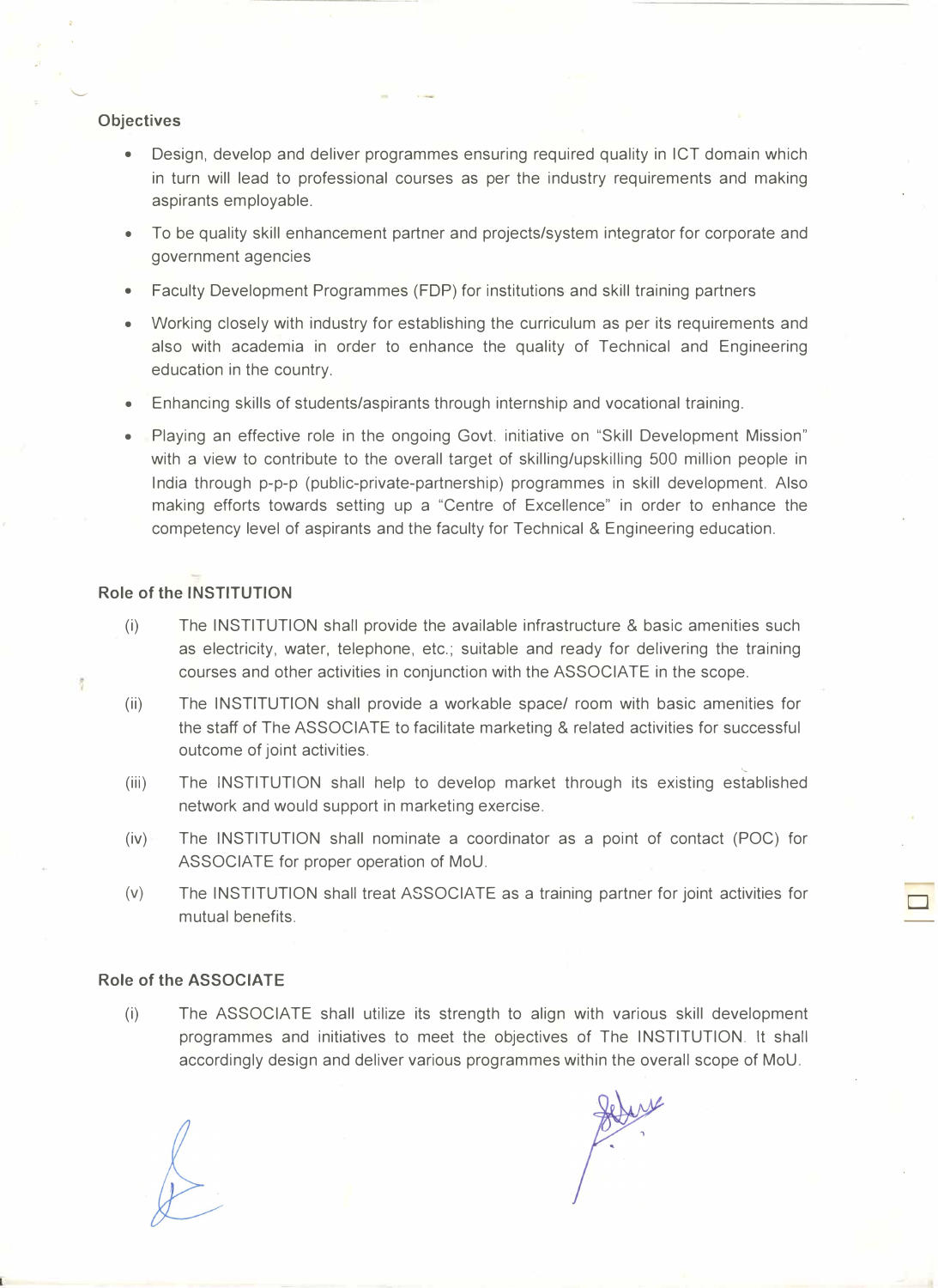**Objectives**

- Design, develop and deliver programmes ensuring required quality in ICT domain which in turn will lead to professional courses as per the industry requirements and making aspirants employable.
- To be quality skill enhancement partner and projects/system integrator for corporate and government agencies
- Faculty Development Programmes (FDP) for institutions and skill training partners
- Working closely with industry for establishing the curriculum as per its requirements and also with academia in order to enhance the quality of Technical and Engineering education in the country.
- Enhancing skills of students/aspirants through internship and vocational training.
- Playing an effective role in the ongoing Govt. initiative on "Skill Development Mission" with a view to contribute to the overall target of skilling/upskilling 500 million people in India through p-p-p (public-private-partnership) programmes in skill development. Also making efforts towards setting up a "Centre of Excellence" in order to enhance the competency level of aspirants and the faculty for Technical & Engineering education.

**Role of the INSTITUTION**

(i) The INSTITUTION shall provide the available infrastructure & basic amenities such as electricity, water, telephone, etc.; suitable and ready for delivering the training courses and other activities in conjunction with the ASSOCIATE in the scope.

(ii) The INSTITUTION shall provide a workable space/ room with basic amenities for the staff of The ASSOCIATE to facilitate marketing & related activities for successful outcome of joint activities.

(iii) The INSTITUTION shall help to develop market through its existing established network and would support in marketing exercise.

(iv) The INSTITUTION shall nominate a coordinator as a point of contact (POC) for ASSOCIATE for proper operation of MoU.

(v) The INSTITUTION shall treat ASSOCIATE as a training partner for joint activities for mutual benefits.

**Role of the ASSOCIATE**

(i) The ASSOCIATE shall utilize its strength to align with various skill development programmes and initiatives to meet the objectives of The INSTITUTION. It shall accordingly design and deliver various programmes within the overall scope of MoU.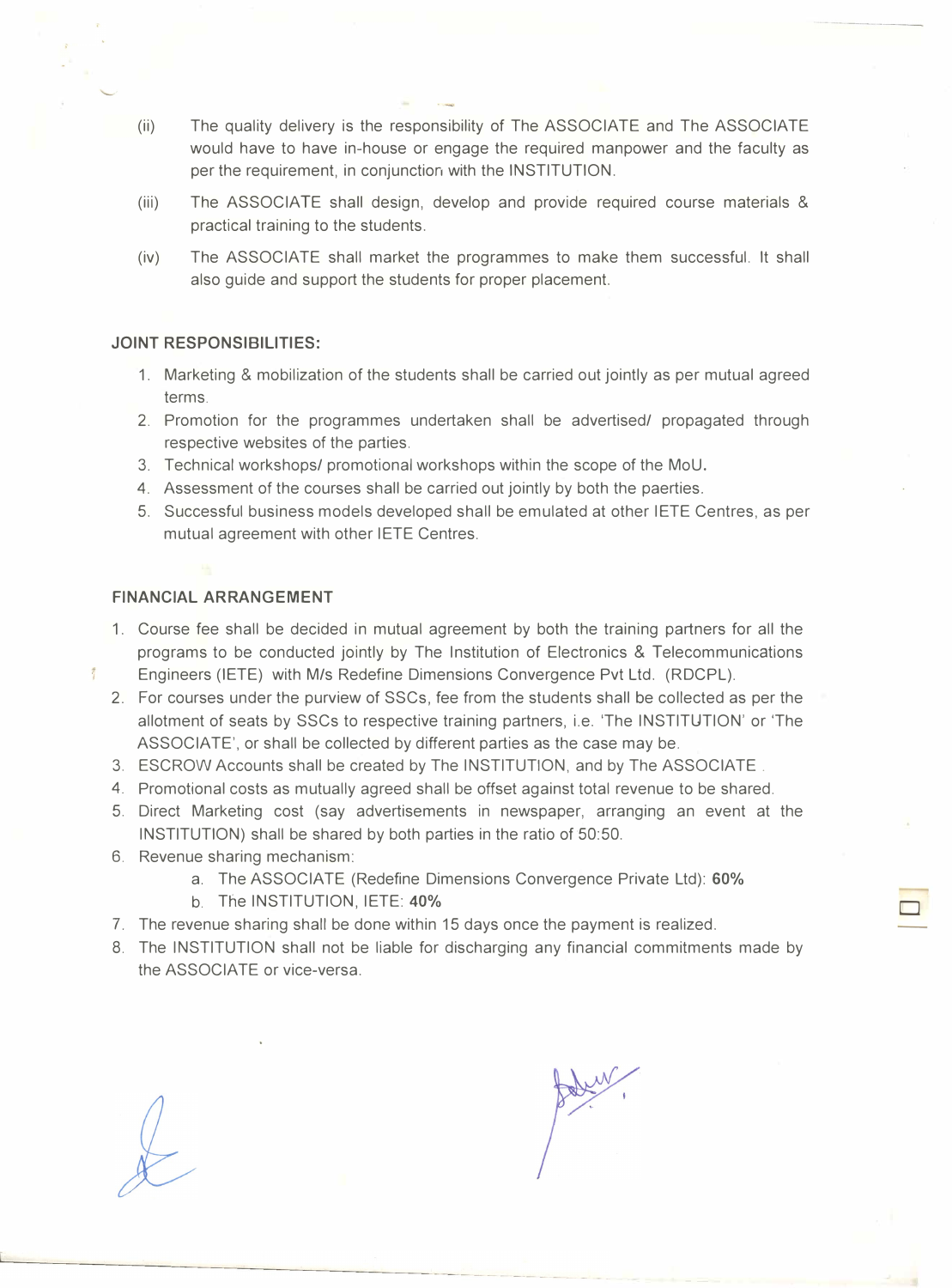(ii) The quality delivery is the responsibility of The ASSOCIATE and The ASSOCIATE would have to have in-house or engage the required manpower and the faculty as per the requirement, in conjunction with the INSTITUTION.

(iii) The ASSOCIATE shall design, develop and provide required course materials & practical training to the students.

(iv) The ASSOCIATE shall market the programmes to make them successful. It shall also guide and support the students for proper placement.

**JOINT RESPONSIBILITIES:**

1. Marketing & mobilization of the students shall be carried out jointly as per mutual agreed terms.
2. Promotion for the programmes undertaken shall be advertised/ propagated through respective websites of the parties.
3. Technical workshops/ promotional workshops within the scope of the MoU.
4. Assessment of the courses shall be carried out jointly by both the paerties.
5. Successful business models developed shall be emulated at other IETE Centres, as per mutual agreement with other IETE Centres.

**FINANCIAL ARRANGEMENT**

1. Course fee shall be decided in mutual agreement by both the training partners for all the programs to be conducted jointly by The Institution of Electronics & Telecommunications Engineers (IETE) with M/s Redefine Dimensions Convergence Pvt Ltd. (RDCPL).
2. For courses under the purview of SSCs, fee from the students shall be collected as per the allotment of seats by SSCs to respective training partners, i.e. 'The INSTITUTION' or 'The ASSOCIATE', or shall be collected by different parties as the case may be.
3. ESCROW Accounts shall be created by The INSTITUTION, and by The ASSOCIATE .
4. Promotional costs as mutually agreed shall be offset against total revenue to be shared.
5. Direct Marketing cost (say advertisements in newspaper, arranging an event at the INSTITUTION) shall be shared by both parties in the ratio of 50:50.
6. Revenue sharing mechanism:
   a. The ASSOCIATE (Redefine Dimensions Convergence Private Ltd): **60%**
   b. The INSTITUTION, IETE: **40%**
7. The revenue sharing shall be done within 15 days once the payment is realized.
8. The INSTITUTION shall not be liable for discharging any financial commitments made by the ASSOCIATE or vice-versa.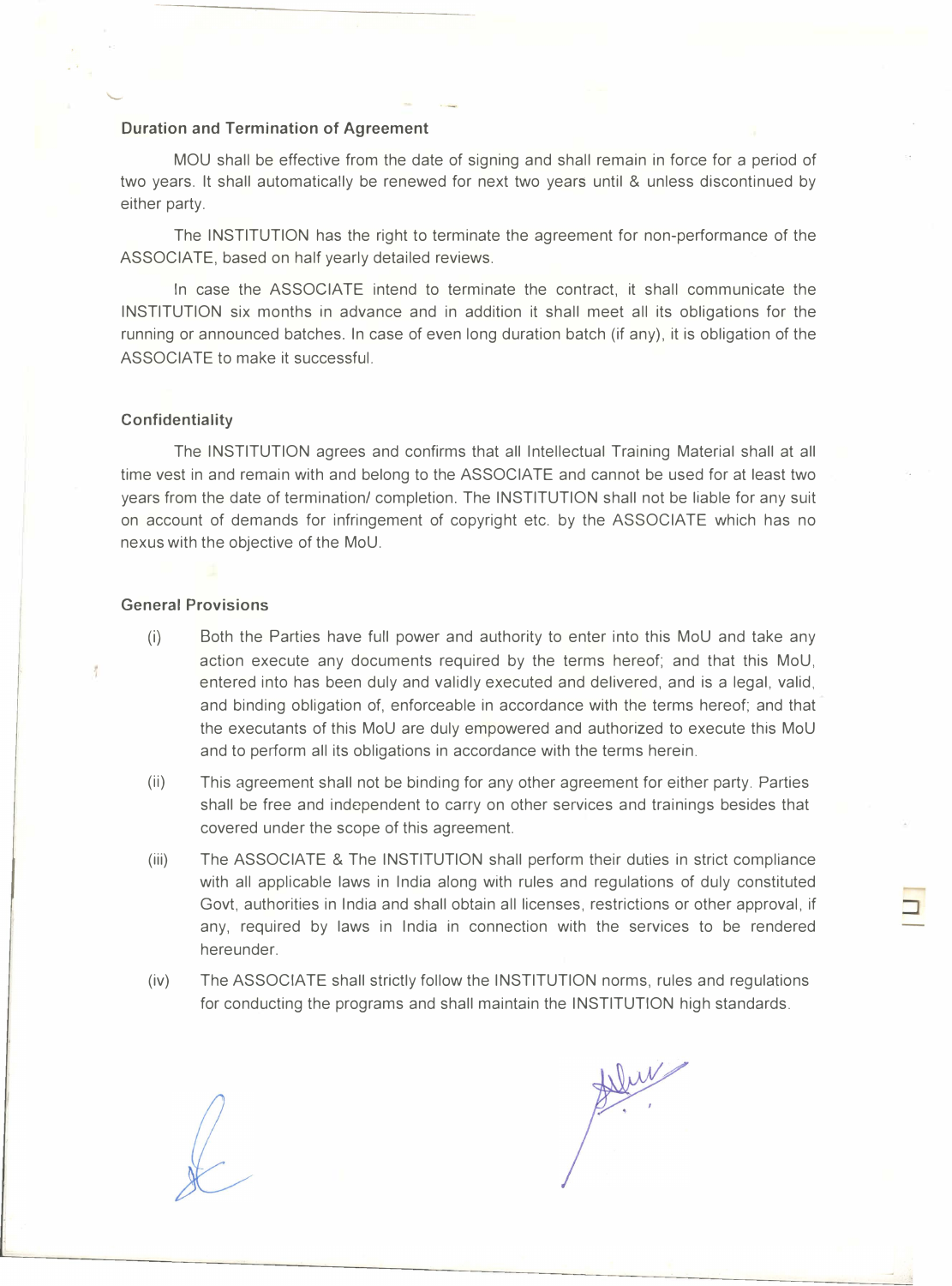### Duration and Termination of Agreement

MOU shall be effective from the date of signing and shall remain in force for a period of two years. It shall automatically be renewed for next two years until & unless discontinued by either party.

The INSTITUTION has the right to terminate the agreement for non-performance of the ASSOCIATE, based on half yearly detailed reviews.

In case the ASSOCIATE intend to terminate the contract, it shall communicate the INSTITUTION six months in advance and in addition it shall meet all its obligations for the running or announced batches. In case of even long duration batch (if any), it is obligation of the ASSOCIATE to make it successful.

### Confidentiality

The INSTITUTION agrees and confirms that all Intellectual Training Material shall at all time vest in and remain with and belong to the ASSOCIATE and cannot be used for at least two years from the date of termination/ completion. The INSTITUTION shall not be liable for any suit on account of demands for infringement of copyright etc. by the ASSOCIATE which has no nexus with the objective of the MoU.

### General Provisions

(i) Both the Parties have full power and authority to enter into this MoU and take any action execute any documents required by the terms hereof; and that this MoU, entered into has been duly and validly executed and delivered, and is a legal, valid, and binding obligation of, enforceable in accordance with the terms hereof; and that the executants of this MoU are duly empowered and authorized to execute this MoU and to perform all its obligations in accordance with the terms herein.

(ii) This agreement shall not be binding for any other agreement for either party. Parties shall be free and independent to carry on other services and trainings besides that covered under the scope of this agreement.

(iii) The ASSOCIATE & The INSTITUTION shall perform their duties in strict compliance with all applicable laws in India along with rules and regulations of duly constituted Govt, authorities in India and shall obtain all licenses, restrictions or other approval, if any, required by laws in India in connection with the services to be rendered hereunder.

(iv) The ASSOCIATE shall strictly follow the INSTITUTION norms, rules and regulations for conducting the programs and shall maintain the INSTITUTION high standards.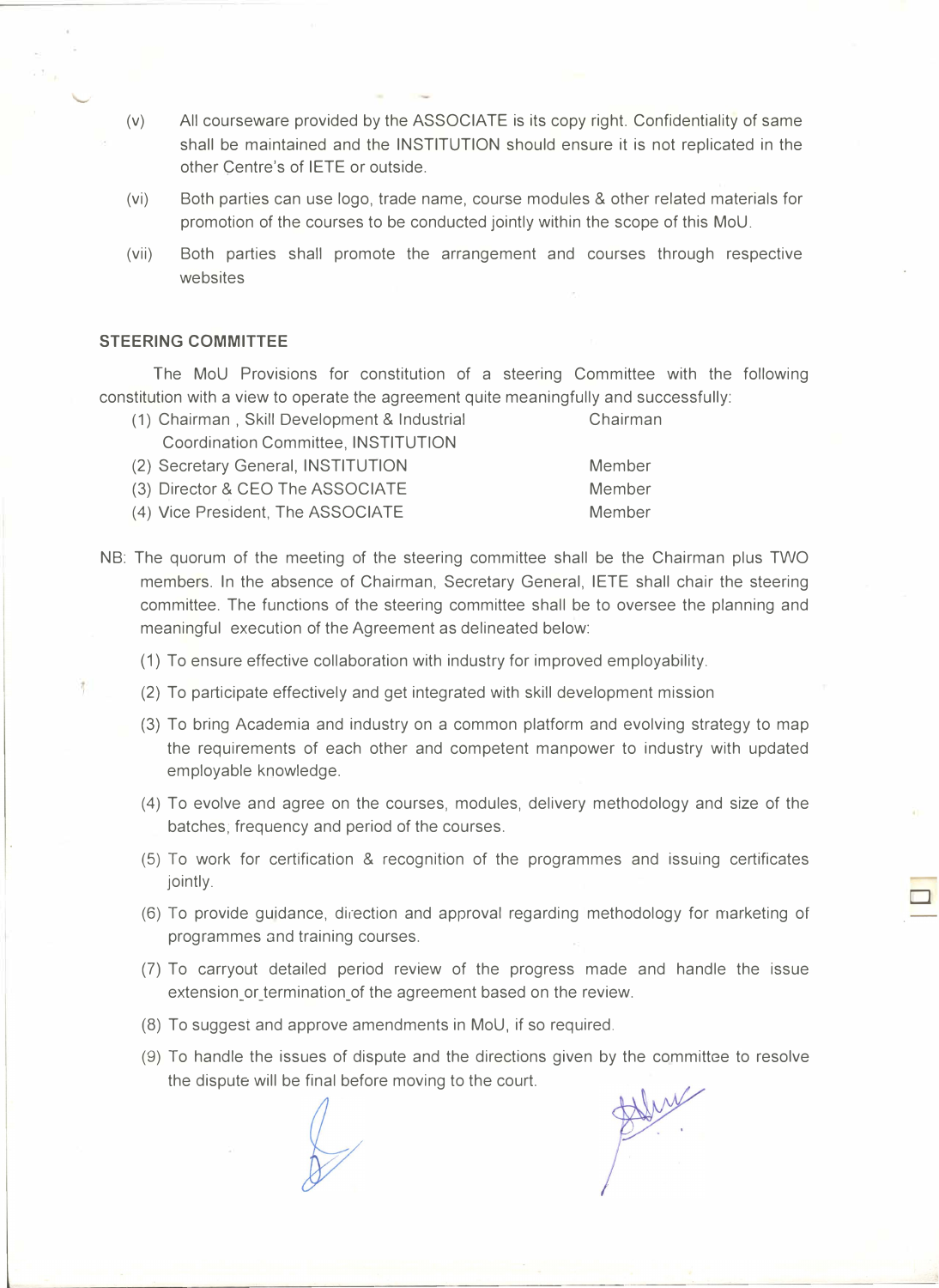(v) All courseware provided by the ASSOCIATE is its copy right. Confidentiality of same shall be maintained and the INSTITUTION should ensure it is not replicated in the other Centre's of IETE or outside.

(vi) Both parties can use logo, trade name, course modules & other related materials for promotion of the courses to be conducted jointly within the scope of this MoU.

(vii) Both parties shall promote the arrangement and courses through respective websites

**STEERING COMMITTEE**

The MoU Provisions for constitution of a steering Committee with the following constitution with a view to operate the agreement quite meaningfully and successfully:

| | |
|---|---|
| (1) Chairman , Skill Development & Industrial Coordination Committee, INSTITUTION | Chairman |
| (2) Secretary General, INSTITUTION | Member |
| (3) Director & CEO The ASSOCIATE | Member |
| (4) Vice President, The ASSOCIATE | Member |

NB: The quorum of the meeting of the steering committee shall be the Chairman plus TWO members. In the absence of Chairman, Secretary General, IETE shall chair the steering committee. The functions of the steering committee shall be to oversee the planning and meaningful execution of the Agreement as delineated below:

(1) To ensure effective collaboration with industry for improved employability.

(2) To participate effectively and get integrated with skill development mission

(3) To bring Academia and industry on a common platform and evolving strategy to map the requirements of each other and competent manpower to industry with updated employable knowledge.

(4) To evolve and agree on the courses, modules, delivery methodology and size of the batches, frequency and period of the courses.

(5) To work for certification & recognition of the programmes and issuing certificates jointly.

(6) To provide guidance, direction and approval regarding methodology for marketing of programmes and training courses.

(7) To carryout detailed period review of the progress made and handle the issue extension_or_termination_of the agreement based on the review.

(8) To suggest and approve amendments in MoU, if so required.

(9) To handle the issues of dispute and the directions given by the committee to resolve the dispute will be final before moving to the court.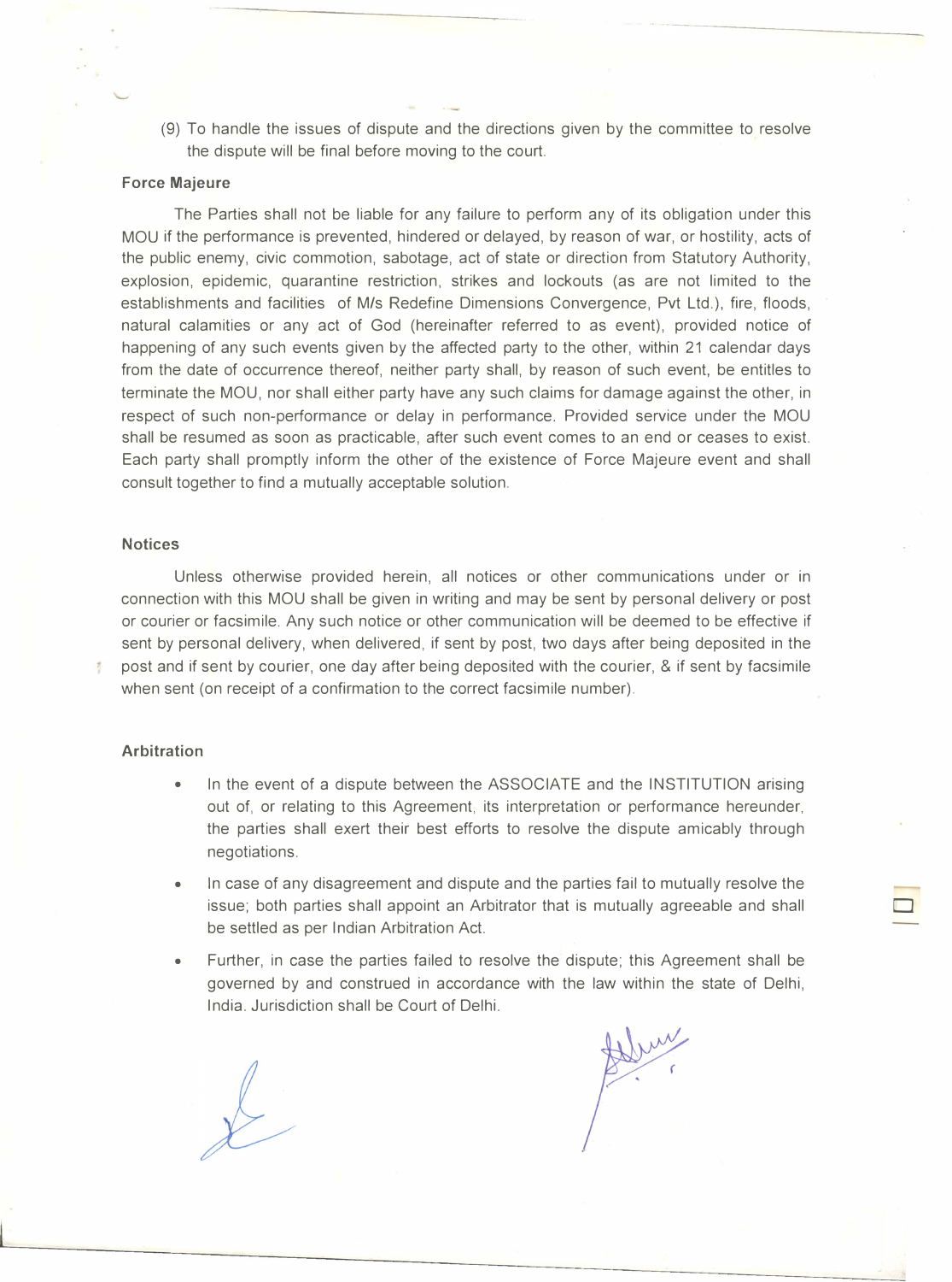(9) To handle the issues of dispute and the directions given by the committee to resolve the dispute will be final before moving to the court.

**Force Majeure**

The Parties shall not be liable for any failure to perform any of its obligation under this MOU if the performance is prevented, hindered or delayed, by reason of war, or hostility, acts of the public enemy, civic commotion, sabotage, act of state or direction from Statutory Authority, explosion, epidemic, quarantine restriction, strikes and lockouts (as are not limited to the establishments and facilities of M/s Redefine Dimensions Convergence, Pvt Ltd.), fire, floods, natural calamities or any act of God (hereinafter referred to as event), provided notice of happening of any such events given by the affected party to the other, within 21 calendar days from the date of occurrence thereof, neither party shall, by reason of such event, be entitles to terminate the MOU, nor shall either party have any such claims for damage against the other, in respect of such non-performance or delay in performance. Provided service under the MOU shall be resumed as soon as practicable, after such event comes to an end or ceases to exist. Each party shall promptly inform the other of the existence of Force Majeure event and shall consult together to find a mutually acceptable solution.

**Notices**

Unless otherwise provided herein, all notices or other communications under or in connection with this MOU shall be given in writing and may be sent by personal delivery or post or courier or facsimile. Any such notice or other communication will be deemed to be effective if sent by personal delivery, when delivered, if sent by post, two days after being deposited in the post and if sent by courier, one day after being deposited with the courier, & if sent by facsimile when sent (on receipt of a confirmation to the correct facsimile number).

**Arbitration**

- In the event of a dispute between the ASSOCIATE and the INSTITUTION arising out of, or relating to this Agreement, its interpretation or performance hereunder, the parties shall exert their best efforts to resolve the dispute amicably through negotiations.
- In case of any disagreement and dispute and the parties fail to mutually resolve the issue; both parties shall appoint an Arbitrator that is mutually agreeable and shall be settled as per Indian Arbitration Act.
- Further, in case the parties failed to resolve the dispute; this Agreement shall be governed by and construed in accordance with the law within the state of Delhi, India. Jurisdiction shall be Court of Delhi.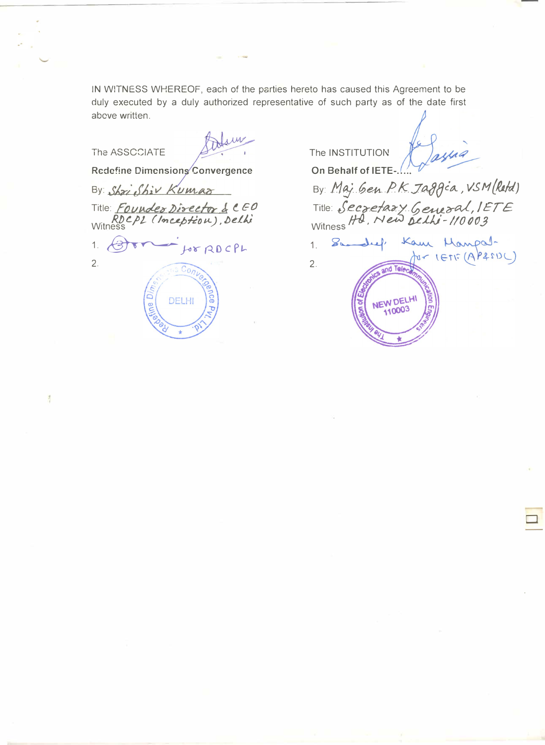IN WITNESS WHEREOF, each of the parties hereto has caused this Agreement to be duly executed by a duly authorized representative of such party as of the date first above written.

The ASSOCIATE

**Redefine Dimensions Convergence**

By: Shri Shiv Kumar

Title: Founder Director & CEO RDCPL (Inception), Delhi

Witness

1. for RDCPL
2.

Redefine Dimensions Convergence Pvt. Ltd. DELHI

The INSTITUTION

**On Behalf of IETE-.....**

By: Maj. Gen. P.K. Jaggia, VSM (Retd)

Title: Secretary General, IETE HQ, New Delhi-110003

Witness

1. Sandeep Kaur Mangat for IETE (AP&SDC)
2.

The Institution of Electronics and Telecommunication Engineers NEW DELHI 110003